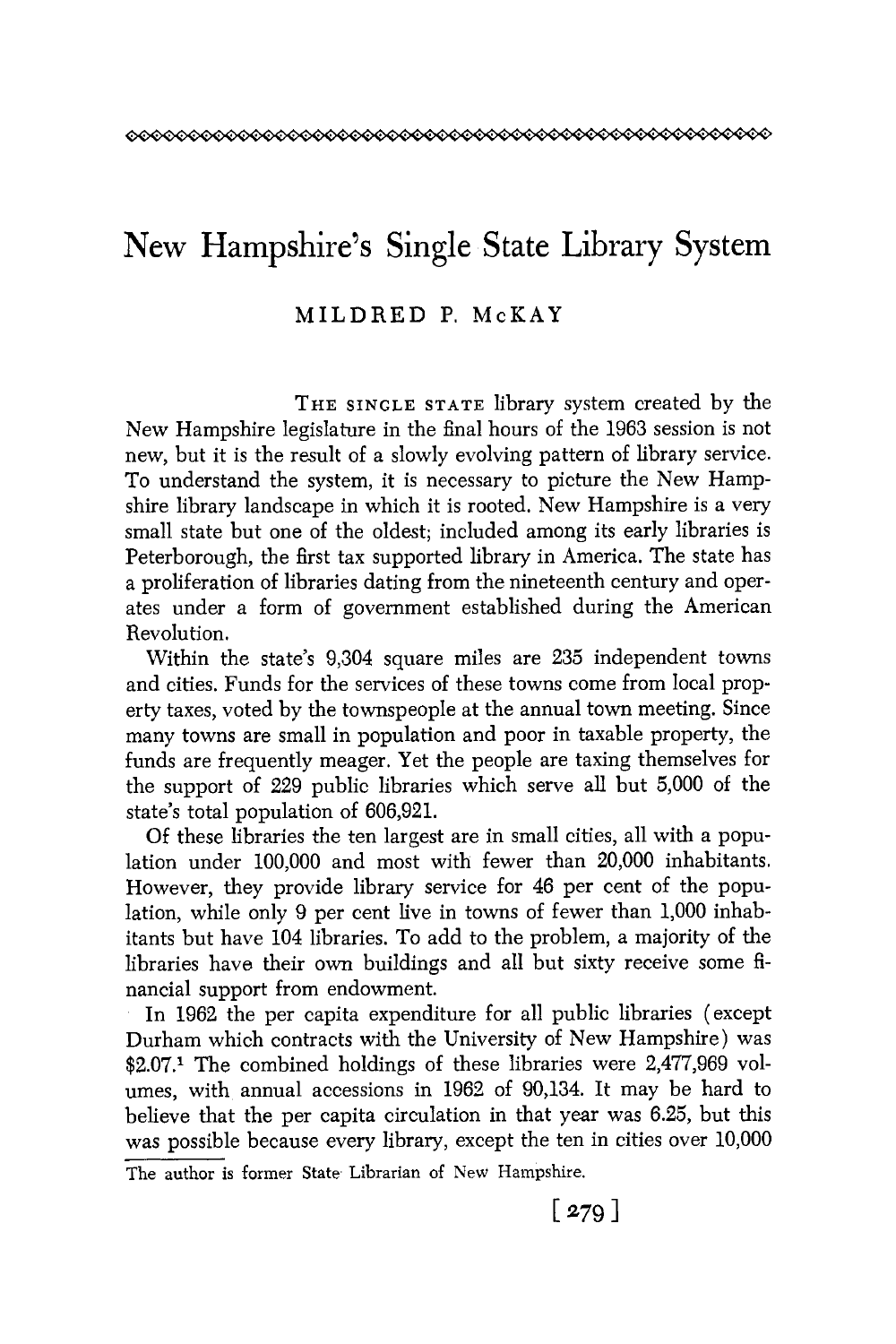# New Hampshire's Single State Library System

MILDRED P. McKAY

THE SINGLE STATE library system created by the New Hampshire legislature in the final hours of the 1963 session is not new, but it is the result of a slowly evolving pattern of library service. To understand the system, it is necessary to picture the New Hampshire library landscape in which it is rooted. New Hampshire is a very small state but one of the oldest; included among its early libraries is Peterborough, the first tax supported library in America. The state has a proliferation of libraries dating from the nineteenth century and operates under a form of government established during the American Revolution.

Within the state's 9,304 square miles are 235 independent towns and cities. Funds for the services of these towns come from local property taxes, voted by the townspeople at the annual town meeting. Since many towns are small in population and poor in taxable property, the funds are frequently meager. Yet the people are taxing themselves for the support of 229 public libraries which serve all but 5,000 of the state's total population of 606,921.

Of these libraries the ten largest are in small cities, all with a population under 100,000 and most with fewer than 20,000 inhabitants. However, they provide library service for 46 per cent of the population, while only 9 per cent live in towns of fewer than 1,000 inhabitants but have 104 libraries. To add to the problem, a majority of the libraries have their own buildings and all but sixty receive some financial support from endowment.

In 1962 the per capita expenditure for all public libraries (except Durham which contracts with the University of New Hampshire) was $2.07.[1] The combined holdings of these libraries were 2,477,969 volumes, with annual accessions in 1962 of 90,134. It may be hard to believe that the per capita circulation in that year was 6.25, but this was possible because every library, except the ten in cities over 10,000

The author is former State Librarian of New Hampshire.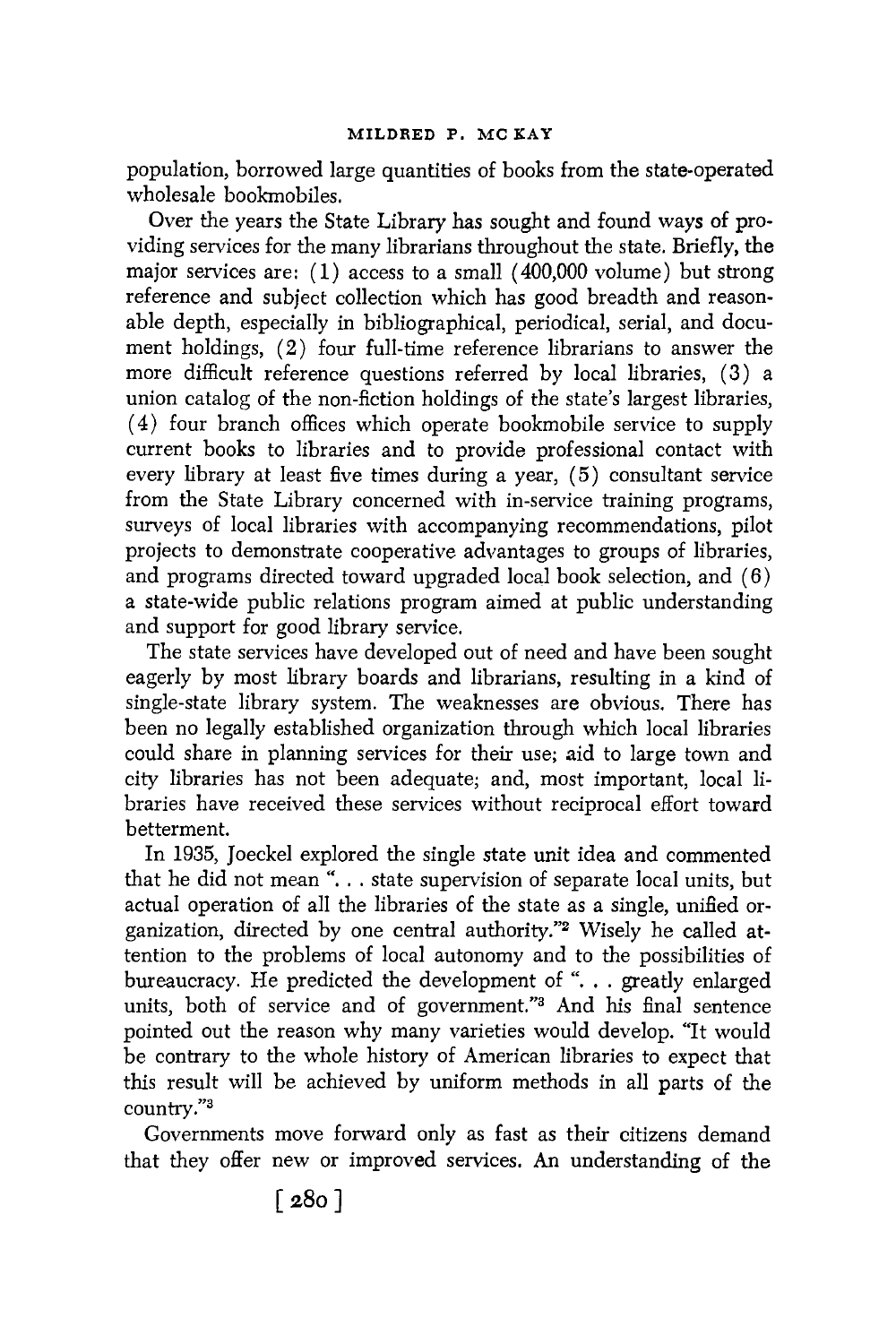population, borrowed large quantities of books from the state-operated wholesale bookmobiles.

Over the years the State Library has sought and found ways of providing services for the many librarians throughout the state. Briefly, the major services are: (1) access to a small (400,000 volume) but strong reference and subject collection which has good breadth and reasonable depth, especially in bibliographical, periodical, serial, and document holdings, (2) four full-time reference librarians to answer the more difficult reference questions referred by local libraries, (3) a union catalog of the non-fiction holdings of the state's largest libraries, (4) four branch offices which operate bookmobile service to supply current books to libraries and to provide professional contact with every library at least five times during a year, (5) consultant service from the State Library concerned with in-service training programs, surveys of local libraries with accompanying recommendations, pilot projects to demonstrate cooperative advantages to groups of libraries, and programs directed toward upgraded local book selection, and (6) a state-wide public relations program aimed at public understanding and support for good library service.

The state services have developed out of need and have been sought eagerly by most library boards and librarians, resulting in a kind of single-state library system. The weaknesses are obvious. There has been no legally established organization through which local libraries could share in planning services for their use; aid to large town and city libraries has not been adequate; and, most important, local libraries have received these services without reciprocal effort toward betterment.

In 1935, Joeckel explored the single state unit idea and commented that he did not mean ". . . state supervision of separate local units, but actual operation of all the libraries of the state as a single, unified organization, directed by one central authority."[2] Wisely he called attention to the problems of local autonomy and to the possibilities of bureaucracy. He predicted the development of ". . . greatly enlarged units, both of service and of government."[3] And his final sentence pointed out the reason why many varieties would develop. "It would be contrary to the whole history of American libraries to expect that this result will be achieved by uniform methods in all parts of the country."[3]

Governments move forward only as fast as their citizens demand that they offer new or improved services. An understanding of the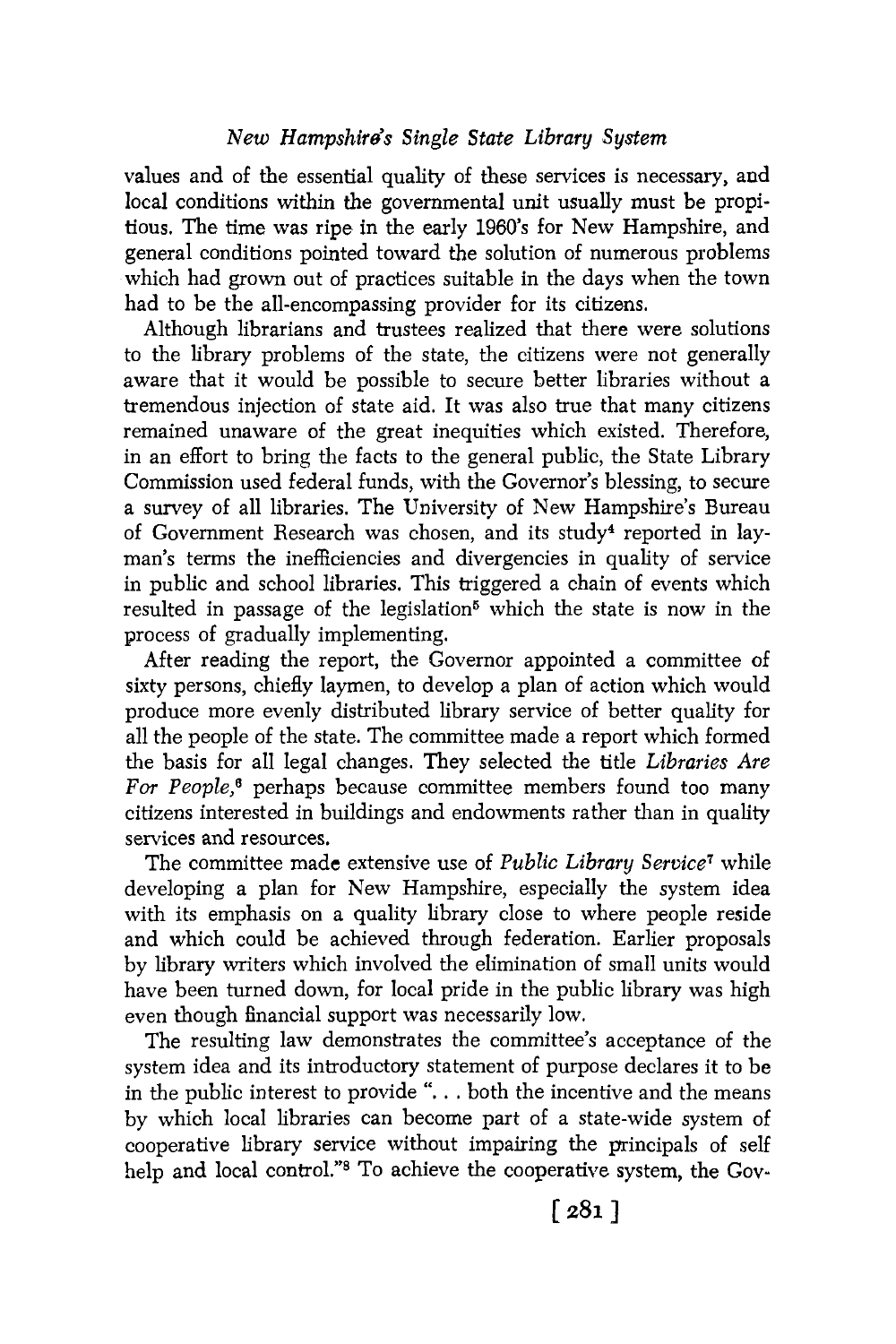values and of the essential quality of these services is necessary, and local conditions within the governmental unit usually must be propitious. The time was ripe in the early 1960's for New Hampshire, and general conditions pointed toward the solution of numerous problems which had grown out of practices suitable in the days when the town had to be the all-encompassing provider for its citizens.

Although librarians and trustees realized that there were solutions to the library problems of the state, the citizens were not generally aware that it would be possible to secure better libraries without a tremendous injection of state aid. It was also true that many citizens remained unaware of the great inequities which existed. Therefore, in an effort to bring the facts to the general public, the State Library Commission used federal funds, with the Governor's blessing, to secure a survey of all libraries. The University of New Hampshire's Bureau of Government Research was chosen, and its study[4] reported in layman's terms the inefficiencies and divergencies in quality of service in public and school libraries. This triggered a chain of events which resulted in passage of the legislation[5] which the state is now in the process of gradually implementing.

After reading the report, the Governor appointed a committee of sixty persons, chiefly laymen, to develop a plan of action which would produce more evenly distributed library service of better quality for all the people of the state. The committee made a report which formed the basis for all legal changes. They selected the title *Libraries Are For People*,[6] perhaps because committee members found too many citizens interested in buildings and endowments rather than in quality services and resources.

The committee made extensive use of *Public Library Service*[7] while developing a plan for New Hampshire, especially the system idea with its emphasis on a quality library close to where people reside and which could be achieved through federation. Earlier proposals by library writers which involved the elimination of small units would have been turned down, for local pride in the public library was high even though financial support was necessarily low.

The resulting law demonstrates the committee's acceptance of the system idea and its introductory statement of purpose declares it to be in the public interest to provide ". . . both the incentive and the means by which local libraries can become part of a state-wide system of cooperative library service without impairing the principals of self help and local control."[8] To achieve the cooperative system, the Gov-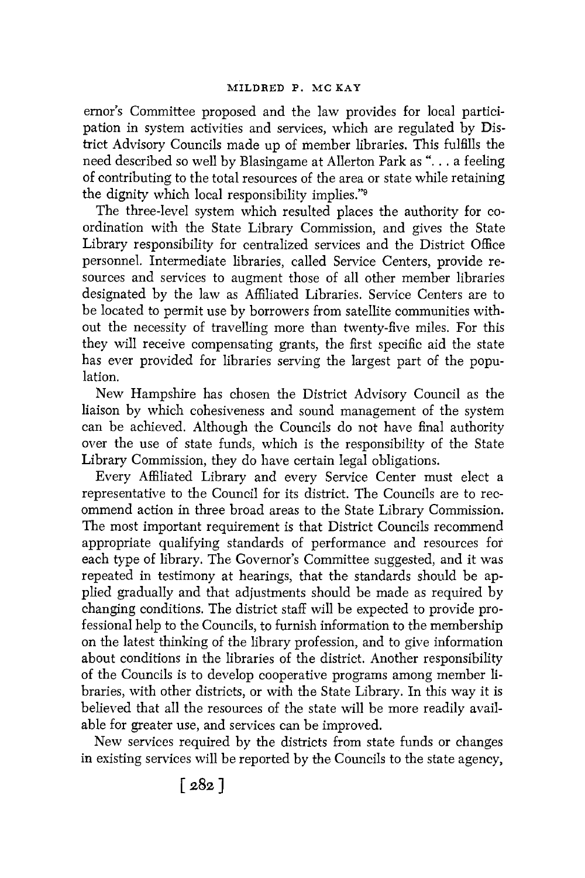ernor's Committee proposed and the law provides for local participation in system activities and services, which are regulated by District Advisory Councils made up of member libraries. This fulfills the need described so well by Blasingame at Allerton Park as "... a feeling of contributing to the total resources of the area or state while retaining the dignity which local responsibility implies."[9]

The three-level system which resulted places the authority for coordination with the State Library Commission, and gives the State Library responsibility for centralized services and the District Office personnel. Intermediate libraries, called Service Centers, provide resources and services to augment those of all other member libraries designated by the law as Affiliated Libraries. Service Centers are to be located to permit use by borrowers from satellite communities without the necessity of travelling more than twenty-five miles. For this they will receive compensating grants, the first specific aid the state has ever provided for libraries serving the largest part of the population.

New Hampshire has chosen the District Advisory Council as the liaison by which cohesiveness and sound management of the system can be achieved. Although the Councils do not have final authority over the use of state funds, which is the responsibility of the State Library Commission, they do have certain legal obligations.

Every Affiliated Library and every Service Center must elect a representative to the Council for its district. The Councils are to recommend action in three broad areas to the State Library Commission. The most important requirement is that District Councils recommend appropriate qualifying standards of performance and resources for each type of library. The Governor's Committee suggested, and it was repeated in testimony at hearings, that the standards should be applied gradually and that adjustments should be made as required by changing conditions. The district staff will be expected to provide professional help to the Councils, to furnish information to the membership on the latest thinking of the library profession, and to give information about conditions in the libraries of the district. Another responsibility of the Councils is to develop cooperative programs among member libraries, with other districts, or with the State Library. In this way it is believed that all the resources of the state will be more readily available for greater use, and services can be improved.

New services required by the districts from state funds or changes in existing services will be reported by the Councils to the state agency,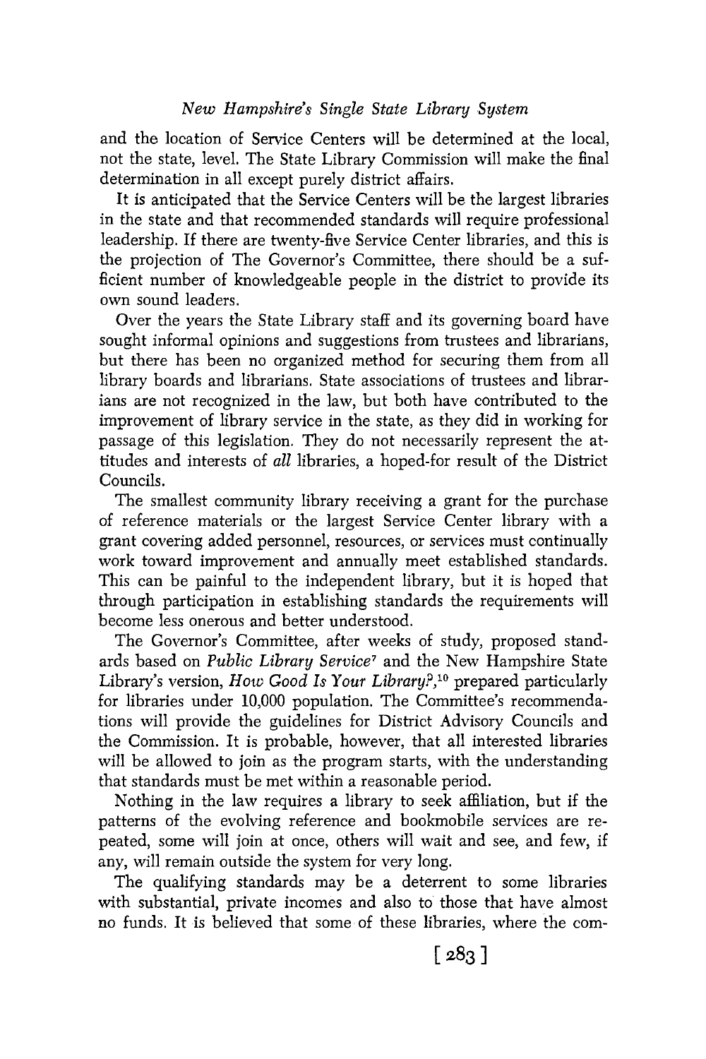and the location of Service Centers will be determined at the local, not the state, level. The State Library Commission will make the final determination in all except purely district affairs.

It is anticipated that the Service Centers will be the largest libraries in the state and that recommended standards will require professional leadership. If there are twenty-five Service Center libraries, and this is the projection of The Governor's Committee, there should be a sufficient number of knowledgeable people in the district to provide its own sound leaders.

Over the years the State Library staff and its governing board have sought informal opinions and suggestions from trustees and librarians, but there has been no organized method for securing them from all library boards and librarians. State associations of trustees and librarians are not recognized in the law, but both have contributed to the improvement of library service in the state, as they did in working for passage of this legislation. They do not necessarily represent the attitudes and interests of *all* libraries, a hoped-for result of the District Councils.

The smallest community library receiving a grant for the purchase of reference materials or the largest Service Center library with a grant covering added personnel, resources, or services must continually work toward improvement and annually meet established standards. This can be painful to the independent library, but it is hoped that through participation in establishing standards the requirements will become less onerous and better understood.

The Governor's Committee, after weeks of study, proposed standards based on *Public Library Service*[7] and the New Hampshire State Library's version, *How Good Is Your Library?*,[10] prepared particularly for libraries under 10,000 population. The Committee's recommendations will provide the guidelines for District Advisory Councils and the Commission. It is probable, however, that all interested libraries will be allowed to join as the program starts, with the understanding that standards must be met within a reasonable period.

Nothing in the law requires a library to seek affiliation, but if the patterns of the evolving reference and bookmobile services are repeated, some will join at once, others will wait and see, and few, if any, will remain outside the system for very long.

The qualifying standards may be a deterrent to some libraries with substantial, private incomes and also to those that have almost no funds. It is believed that some of these libraries, where the com-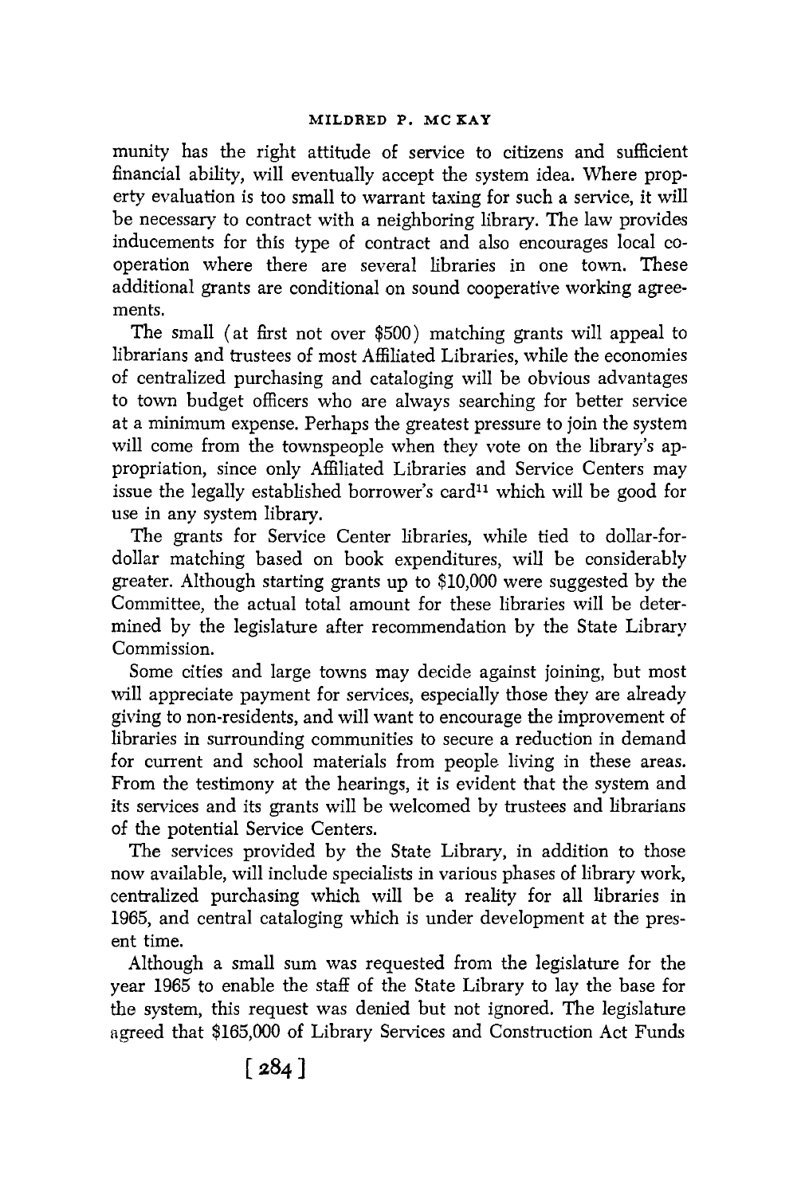munity has the right attitude of service to citizens and sufficient financial ability, will eventually accept the system idea. Where property evaluation is too small to warrant taxing for such a service, it will be necessary to contract with a neighboring library. The law provides inducements for this type of contract and also encourages local cooperation where there are several libraries in one town. These additional grants are conditional on sound cooperative working agreements.

The small (at first not over $500) matching grants will appeal to librarians and trustees of most Affiliated Libraries, while the economies of centralized purchasing and cataloging will be obvious advantages to town budget officers who are always searching for better service at a minimum expense. Perhaps the greatest pressure to join the system will come from the townspeople when they vote on the library's appropriation, since only Affiliated Libraries and Service Centers may issue the legally established borrower's card[11] which will be good for use in any system library.

The grants for Service Center libraries, while tied to dollar-for-dollar matching based on book expenditures, will be considerably greater. Although starting grants up to $10,000 were suggested by the Committee, the actual total amount for these libraries will be determined by the legislature after recommendation by the State Library Commission.

Some cities and large towns may decide against joining, but most will appreciate payment for services, especially those they are already giving to non-residents, and will want to encourage the improvement of libraries in surrounding communities to secure a reduction in demand for current and school materials from people living in these areas. From the testimony at the hearings, it is evident that the system and its services and its grants will be welcomed by trustees and librarians of the potential Service Centers.

The services provided by the State Library, in addition to those now available, will include specialists in various phases of library work, centralized purchasing which will be a reality for all libraries in 1965, and central cataloging which is under development at the present time.

Although a small sum was requested from the legislature for the year 1965 to enable the staff of the State Library to lay the base for the system, this request was denied but not ignored. The legislature agreed that $165,000 of Library Services and Construction Act Funds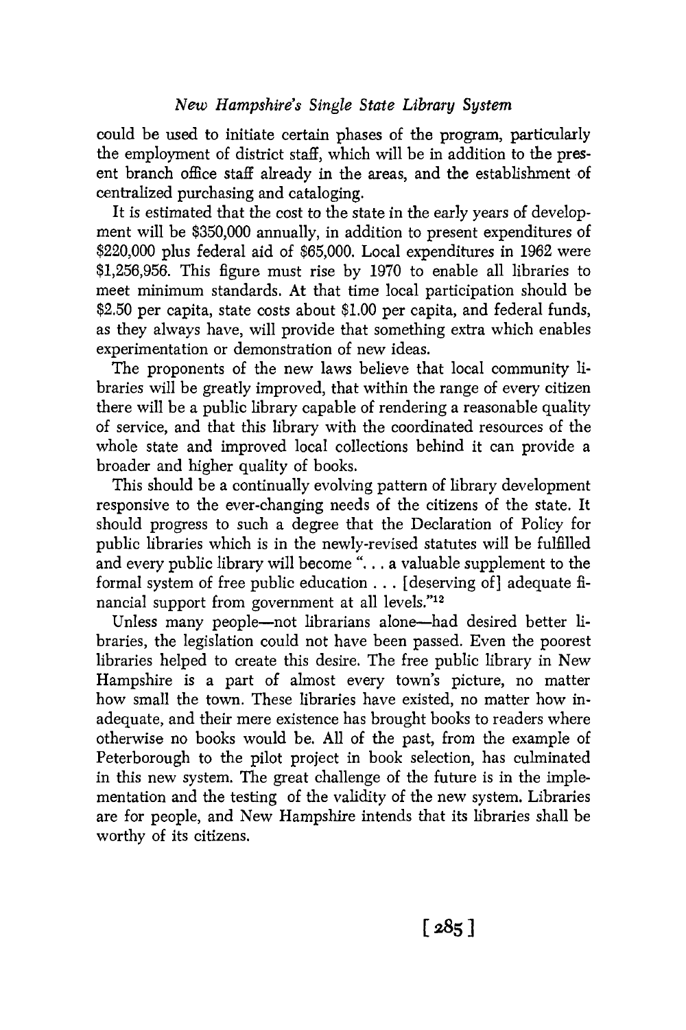could be used to initiate certain phases of the program, particularly the employment of district staff, which will be in addition to the present branch office staff already in the areas, and the establishment of centralized purchasing and cataloging.

It is estimated that the cost to the state in the early years of development will be $350,000 annually, in addition to present expenditures of $220,000 plus federal aid of $65,000. Local expenditures in 1962 were $1,256,956. This figure must rise by 1970 to enable all libraries to meet minimum standards. At that time local participation should be $2.50 per capita, state costs about $1.00 per capita, and federal funds, as they always have, will provide that something extra which enables experimentation or demonstration of new ideas.

The proponents of the new laws believe that local community libraries will be greatly improved, that within the range of every citizen there will be a public library capable of rendering a reasonable quality of service, and that this library with the coordinated resources of the whole state and improved local collections behind it can provide a broader and higher quality of books.

This should be a continually evolving pattern of library development responsive to the ever-changing needs of the citizens of the state. It should progress to such a degree that the Declaration of Policy for public libraries which is in the newly-revised statutes will be fulfilled and every public library will become ". . . a valuable supplement to the formal system of free public education . . . [deserving of] adequate financial support from government at all levels."[12]

Unless many people—not librarians alone—had desired better libraries, the legislation could not have been passed. Even the poorest libraries helped to create this desire. The free public library in New Hampshire is a part of almost every town's picture, no matter how small the town. These libraries have existed, no matter how inadequate, and their mere existence has brought books to readers where otherwise no books would be. All of the past, from the example of Peterborough to the pilot project in book selection, has culminated in this new system. The great challenge of the future is in the implementation and the testing of the validity of the new system. Libraries are for people, and New Hampshire intends that its libraries shall be worthy of its citizens.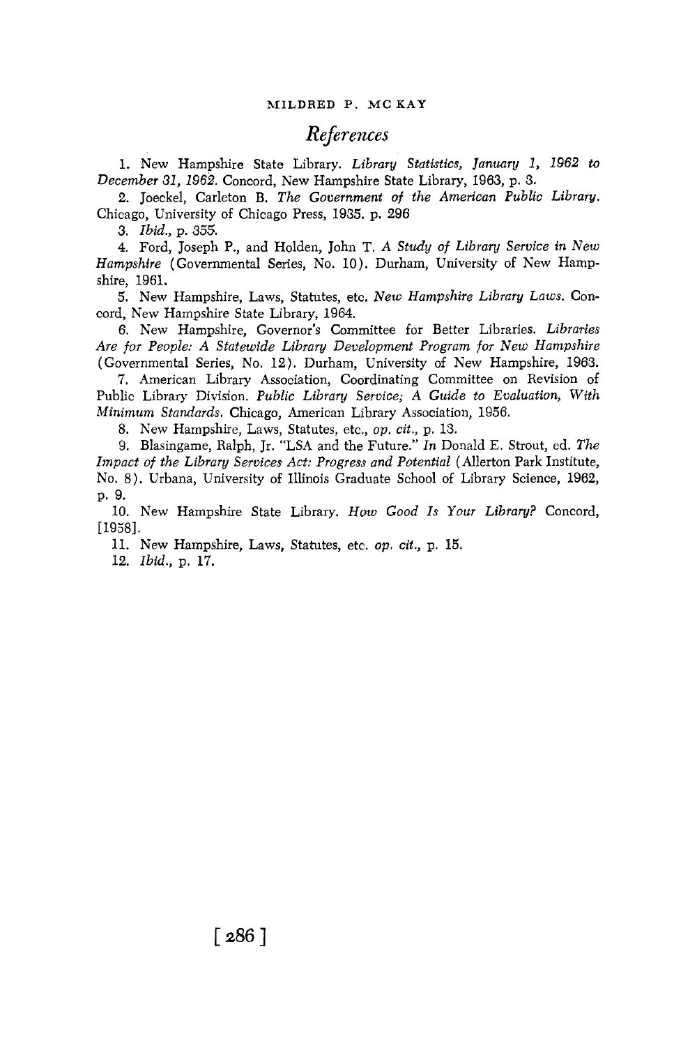## *References*

1. New Hampshire State Library. *Library Statistics, January 1, 1962 to December 31, 1962.* Concord, New Hampshire State Library, 1963, p. 3.

2. Joeckel, Carleton B. *The Government of the American Public Library.* Chicago, University of Chicago Press, 1935. p. 296

3. *Ibid.*, p. 355.

4. Ford, Joseph P., and Holden, John T. *A Study of Library Service in New Hampshire* (Governmental Series, No. 10). Durham, University of New Hampshire, 1961.

5. New Hampshire, Laws, Statutes, etc. *New Hampshire Library Laws.* Concord, New Hampshire State Library, 1964.

6. New Hampshire, Governor's Committee for Better Libraries. *Libraries Are for People: A Statewide Library Development Program for New Hampshire* (Governmental Series, No. 12). Durham, University of New Hampshire, 1963.

7. American Library Association, Coordinating Committee on Revision of Public Library Division. *Public Library Service; A Guide to Evaluation, With Minimum Standards.* Chicago, American Library Association, 1956.

8. New Hampshire, Laws, Statutes, etc., *op. cit.*, p. 13.

9. Blasingame, Ralph, Jr. "LSA and the Future." *In* Donald E. Strout, ed. *The Impact of the Library Services Act: Progress and Potential* (Allerton Park Institute, No. 8). Urbana, University of Illinois Graduate School of Library Science, 1962, p. 9.

10. New Hampshire State Library. *How Good Is Your Library?* Concord, [1958].

11. New Hampshire, Laws, Statutes, etc. *op. cit.*, p. 15.

12. *Ibid.*, p. 17.